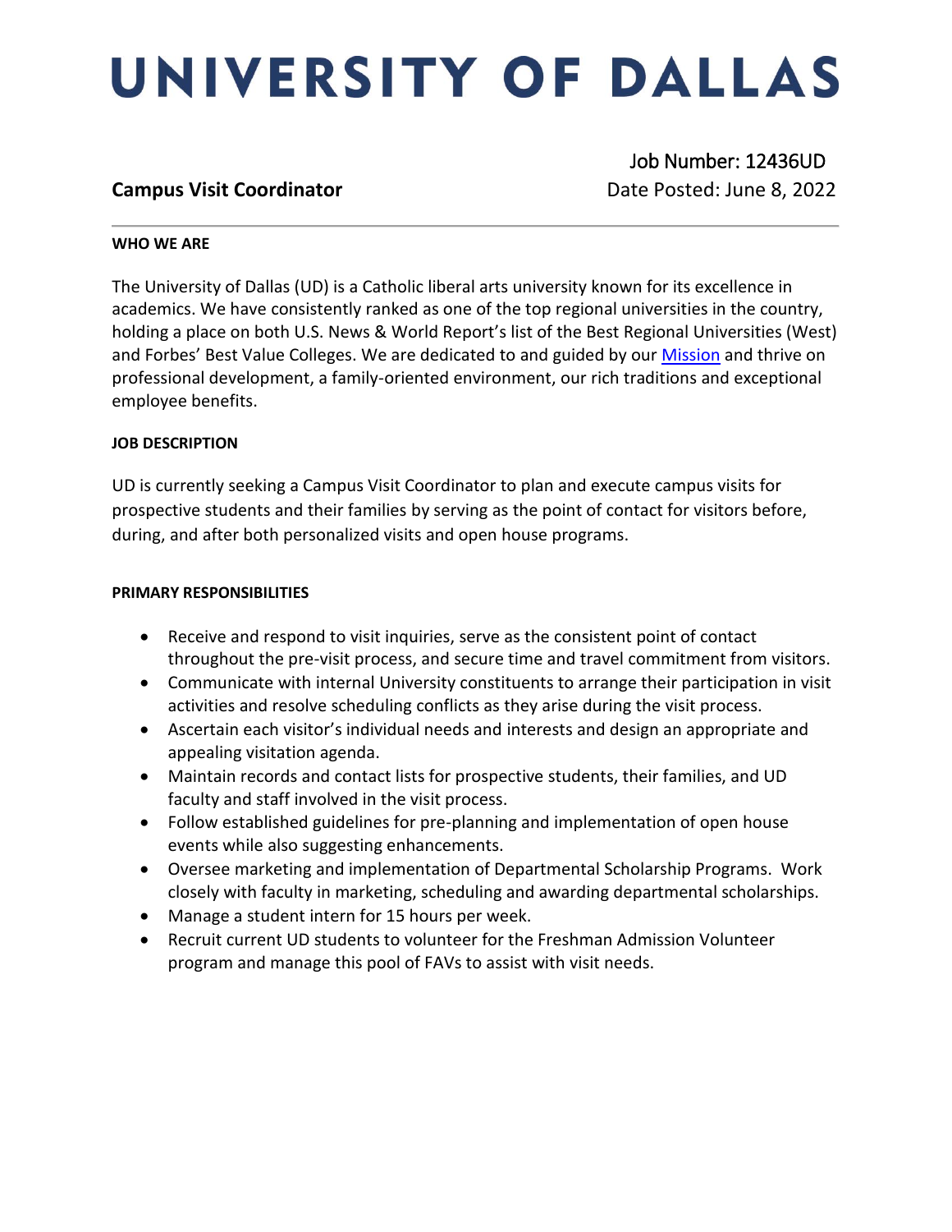# UNIVERSITY OF DALLAS

## Campus Visit Coordinator

Job Number: 12436UD
Date Posted: June 8, 2022

---

**WHO WE ARE**

The University of Dallas (UD) is a Catholic liberal arts university known for its excellence in academics. We have consistently ranked as one of the top regional universities in the country, holding a place on both U.S. News & World Report's list of the Best Regional Universities (West) and Forbes' Best Value Colleges. We are dedicated to and guided by our Mission and thrive on professional development, a family-oriented environment, our rich traditions and exceptional employee benefits.

**JOB DESCRIPTION**

UD is currently seeking a Campus Visit Coordinator to plan and execute campus visits for prospective students and their families by serving as the point of contact for visitors before, during, and after both personalized visits and open house programs.

**PRIMARY RESPONSIBILITIES**

- Receive and respond to visit inquiries, serve as the consistent point of contact throughout the pre-visit process, and secure time and travel commitment from visitors.
- Communicate with internal University constituents to arrange their participation in visit activities and resolve scheduling conflicts as they arise during the visit process.
- Ascertain each visitor's individual needs and interests and design an appropriate and appealing visitation agenda.
- Maintain records and contact lists for prospective students, their families, and UD faculty and staff involved in the visit process.
- Follow established guidelines for pre-planning and implementation of open house events while also suggesting enhancements.
- Oversee marketing and implementation of Departmental Scholarship Programs. Work closely with faculty in marketing, scheduling and awarding departmental scholarships.
- Manage a student intern for 15 hours per week.
- Recruit current UD students to volunteer for the Freshman Admission Volunteer program and manage this pool of FAVs to assist with visit needs.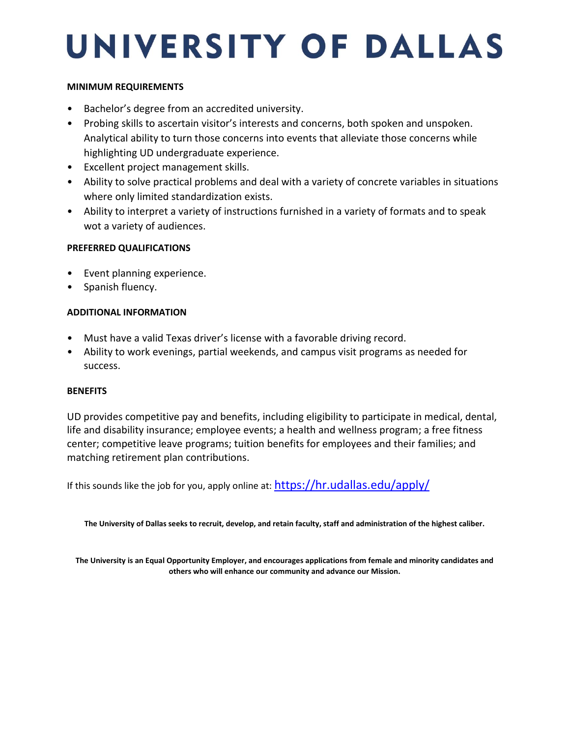# UNIVERSITY OF DALLAS

**MINIMUM REQUIREMENTS**

- Bachelor's degree from an accredited university.
- Probing skills to ascertain visitor's interests and concerns, both spoken and unspoken. Analytical ability to turn those concerns into events that alleviate those concerns while highlighting UD undergraduate experience.
- Excellent project management skills.
- Ability to solve practical problems and deal with a variety of concrete variables in situations where only limited standardization exists.
- Ability to interpret a variety of instructions furnished in a variety of formats and to speak wot a variety of audiences.

**PREFERRED QUALIFICATIONS**

- Event planning experience.
- Spanish fluency.

**ADDITIONAL INFORMATION**

- Must have a valid Texas driver's license with a favorable driving record.
- Ability to work evenings, partial weekends, and campus visit programs as needed for success.

**BENEFITS**

UD provides competitive pay and benefits, including eligibility to participate in medical, dental, life and disability insurance; employee events; a health and wellness program; a free fitness center; competitive leave programs; tuition benefits for employees and their families; and matching retirement plan contributions.

If this sounds like the job for you, apply online at: https://hr.udallas.edu/apply/

**The University of Dallas seeks to recruit, develop, and retain faculty, staff and administration of the highest caliber.**

**The University is an Equal Opportunity Employer, and encourages applications from female and minority candidates and others who will enhance our community and advance our Mission.**